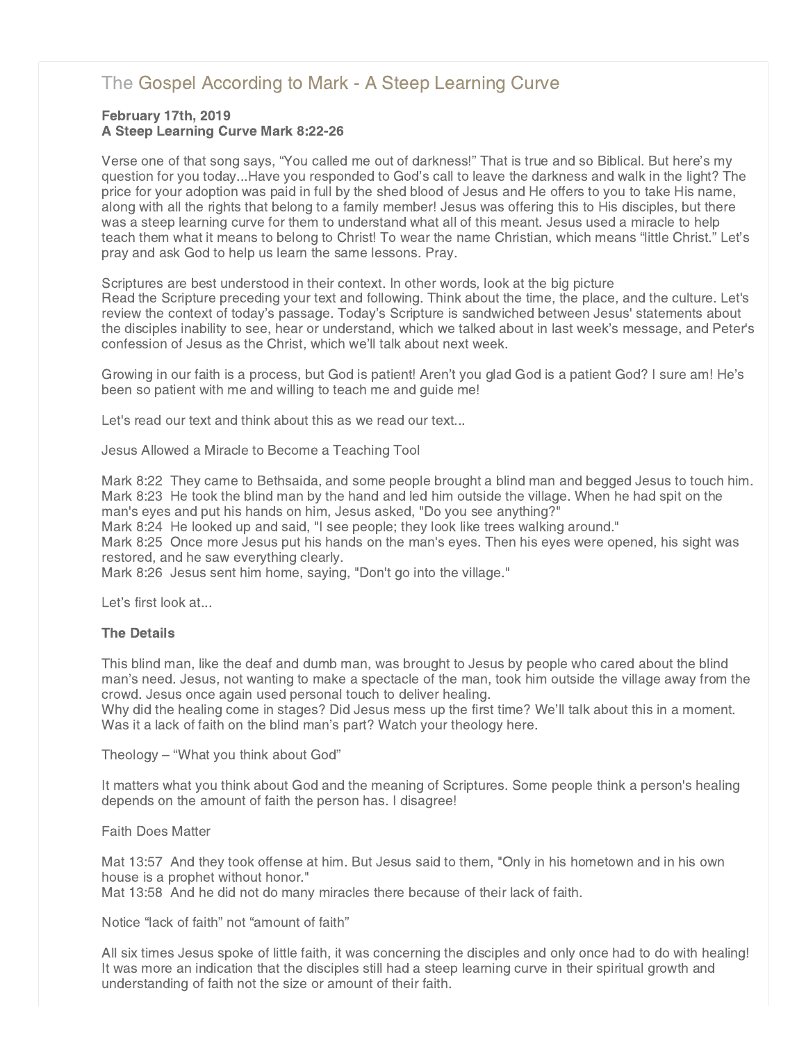# The Gospel According to Mark - A Steep Learning Curve

**February 17th, 2019**
**A Steep Learning Curve Mark 8:22-26**

Verse one of that song says, “You called me out of darkness!” That is true and so Biblical. But here’s my question for you today...Have you responded to God’s call to leave the darkness and walk in the light? The price for your adoption was paid in full by the shed blood of Jesus and He offers to you to take His name, along with all the rights that belong to a family member! Jesus was offering this to His disciples, but there was a steep learning curve for them to understand what all of this meant. Jesus used a miracle to help teach them what it means to belong to Christ! To wear the name Christian, which means “little Christ.” Let’s pray and ask God to help us learn the same lessons. Pray.

Scriptures are best understood in their context. In other words, look at the big picture
Read the Scripture preceding your text and following. Think about the time, the place, and the culture. Let's review the context of today’s passage. Today’s Scripture is sandwiched between Jesus' statements about the disciples inability to see, hear or understand, which we talked about in last week’s message, and Peter's confession of Jesus as the Christ, which we’ll talk about next week.

Growing in our faith is a process, but God is patient! Aren’t you glad God is a patient God? I sure am! He’s been so patient with me and willing to teach me and guide me!

Let's read our text and think about this as we read our text...

Jesus Allowed a Miracle to Become a Teaching Tool

Mark 8:22 They came to Bethsaida, and some people brought a blind man and begged Jesus to touch him.
Mark 8:23 He took the blind man by the hand and led him outside the village. When he had spit on the man's eyes and put his hands on him, Jesus asked, "Do you see anything?"
Mark 8:24 He looked up and said, "I see people; they look like trees walking around."
Mark 8:25 Once more Jesus put his hands on the man's eyes. Then his eyes were opened, his sight was restored, and he saw everything clearly.
Mark 8:26 Jesus sent him home, saying, "Don't go into the village."

Let’s first look at...

**The Details**

This blind man, like the deaf and dumb man, was brought to Jesus by people who cared about the blind man’s need. Jesus, not wanting to make a spectacle of the man, took him outside the village away from the crowd. Jesus once again used personal touch to deliver healing.
Why did the healing come in stages? Did Jesus mess up the first time? We’ll talk about this in a moment. Was it a lack of faith on the blind man’s part? Watch your theology here.

Theology – “What you think about God”

It matters what you think about God and the meaning of Scriptures. Some people think a person's healing depends on the amount of faith the person has. I disagree!

Faith Does Matter

Mat 13:57 And they took offense at him. But Jesus said to them, "Only in his hometown and in his own house is a prophet without honor."
Mat 13:58 And he did not do many miracles there because of their lack of faith.

Notice “lack of faith” not “amount of faith”

All six times Jesus spoke of little faith, it was concerning the disciples and only once had to do with healing! It was more an indication that the disciples still had a steep learning curve in their spiritual growth and understanding of faith not the size or amount of their faith.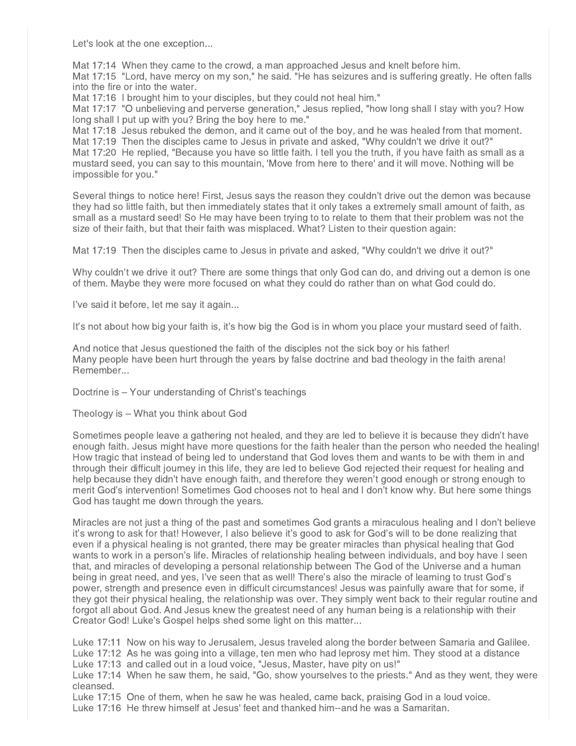Let's look at the one exception...

Mat 17:14 When they came to the crowd, a man approached Jesus and knelt before him.
Mat 17:15 "Lord, have mercy on my son," he said. "He has seizures and is suffering greatly. He often falls into the fire or into the water.
Mat 17:16 I brought him to your disciples, but they could not heal him."
Mat 17:17 "O unbelieving and perverse generation," Jesus replied, "how long shall I stay with you? How long shall I put up with you? Bring the boy here to me."
Mat 17:18 Jesus rebuked the demon, and it came out of the boy, and he was healed from that moment.
Mat 17:19 Then the disciples came to Jesus in private and asked, "Why couldn't we drive it out?"
Mat 17:20 He replied, "Because you have so little faith. I tell you the truth, if you have faith as small as a mustard seed, you can say to this mountain, 'Move from here to there' and it will move. Nothing will be impossible for you."

Several things to notice here! First, Jesus says the reason they couldn't drive out the demon was because they had so little faith, but then immediately states that it only takes a extremely small amount of faith, as small as a mustard seed! So He may have been trying to to relate to them that their problem was not the size of their faith, but that their faith was misplaced. What? Listen to their question again:

Mat 17:19 Then the disciples came to Jesus in private and asked, "Why couldn't we drive it out?"

Why couldn't we drive it out? There are some things that only God can do, and driving out a demon is one of them. Maybe they were more focused on what they could do rather than on what God could do.

I've said it before, let me say it again...

It's not about how big your faith is, it's how big the God is in whom you place your mustard seed of faith.

And notice that Jesus questioned the faith of the disciples not the sick boy or his father!
Many people have been hurt through the years by false doctrine and bad theology in the faith arena!
Remember...

Doctrine is – Your understanding of Christ's teachings

Theology is – What you think about God

Sometimes people leave a gathering not healed, and they are led to believe it is because they didn't have enough faith. Jesus might have more questions for the faith healer than the person who needed the healing! How tragic that instead of being led to understand that God loves them and wants to be with them in and through their difficult journey in this life, they are led to believe God rejected their request for healing and help because they didn't have enough faith, and therefore they weren't good enough or strong enough to merit God's intervention! Sometimes God chooses not to heal and I don't know why. But here some things God has taught me down through the years.

Miracles are not just a thing of the past and sometimes God grants a miraculous healing and I don't believe it's wrong to ask for that! However, I also believe it's good to ask for God's will to be done realizing that even if a physical healing is not granted, there may be greater miracles than physical healing that God wants to work in a person's life. Miracles of relationship healing between individuals, and boy have I seen that, and miracles of developing a personal relationship between The God of the Universe and a human being in great need, and yes, I've seen that as well! There's also the miracle of learning to trust God's power, strength and presence even in difficult circumstances! Jesus was painfully aware that for some, if they got their physical healing, the relationship was over. They simply went back to their regular routine and forgot all about God. And Jesus knew the greatest need of any human being is a relationship with their Creator God! Luke's Gospel helps shed some light on this matter...

Luke 17:11 Now on his way to Jerusalem, Jesus traveled along the border between Samaria and Galilee.
Luke 17:12 As he was going into a village, ten men who had leprosy met him. They stood at a distance
Luke 17:13 and called out in a loud voice, "Jesus, Master, have pity on us!"
Luke 17:14 When he saw them, he said, "Go, show yourselves to the priests." And as they went, they were cleansed.
Luke 17:15 One of them, when he saw he was healed, came back, praising God in a loud voice.
Luke 17:16 He threw himself at Jesus' feet and thanked him--and he was a Samaritan.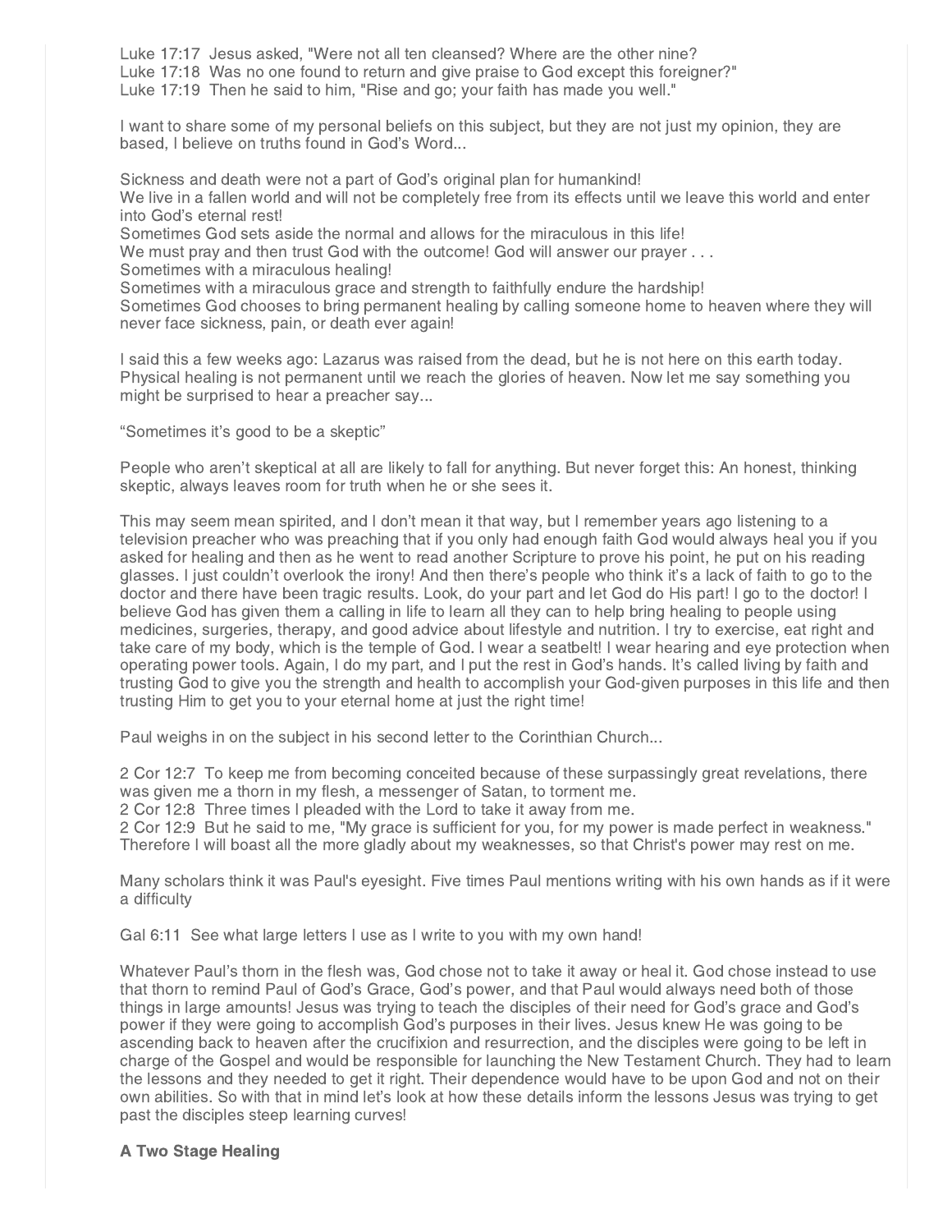Luke 17:17 Jesus asked, "Were not all ten cleansed? Where are the other nine?
Luke 17:18 Was no one found to return and give praise to God except this foreigner?"
Luke 17:19 Then he said to him, "Rise and go; your faith has made you well."

I want to share some of my personal beliefs on this subject, but they are not just my opinion, they are based, I believe on truths found in God's Word...

Sickness and death were not a part of God's original plan for humankind!
We live in a fallen world and will not be completely free from its effects until we leave this world and enter into God's eternal rest!
Sometimes God sets aside the normal and allows for the miraculous in this life!
We must pray and then trust God with the outcome! God will answer our prayer . . .
Sometimes with a miraculous healing!
Sometimes with a miraculous grace and strength to faithfully endure the hardship!
Sometimes God chooses to bring permanent healing by calling someone home to heaven where they will never face sickness, pain, or death ever again!

I said this a few weeks ago: Lazarus was raised from the dead, but he is not here on this earth today. Physical healing is not permanent until we reach the glories of heaven. Now let me say something you might be surprised to hear a preacher say...

"Sometimes it's good to be a skeptic"

People who aren't skeptical at all are likely to fall for anything. But never forget this: An honest, thinking skeptic, always leaves room for truth when he or she sees it.

This may seem mean spirited, and I don't mean it that way, but I remember years ago listening to a television preacher who was preaching that if you only had enough faith God would always heal you if you asked for healing and then as he went to read another Scripture to prove his point, he put on his reading glasses. I just couldn't overlook the irony! And then there's people who think it's a lack of faith to go to the doctor and there have been tragic results. Look, do your part and let God do His part! I go to the doctor! I believe God has given them a calling in life to learn all they can to help bring healing to people using medicines, surgeries, therapy, and good advice about lifestyle and nutrition. I try to exercise, eat right and take care of my body, which is the temple of God. I wear a seatbelt! I wear hearing and eye protection when operating power tools. Again, I do my part, and I put the rest in God's hands. It's called living by faith and trusting God to give you the strength and health to accomplish your God-given purposes in this life and then trusting Him to get you to your eternal home at just the right time!

Paul weighs in on the subject in his second letter to the Corinthian Church...

2 Cor 12:7 To keep me from becoming conceited because of these surpassingly great revelations, there was given me a thorn in my flesh, a messenger of Satan, to torment me.
2 Cor 12:8 Three times I pleaded with the Lord to take it away from me.
2 Cor 12:9 But he said to me, "My grace is sufficient for you, for my power is made perfect in weakness." Therefore I will boast all the more gladly about my weaknesses, so that Christ's power may rest on me.

Many scholars think it was Paul's eyesight. Five times Paul mentions writing with his own hands as if it were a difficulty

Gal 6:11 See what large letters I use as I write to you with my own hand!

Whatever Paul's thorn in the flesh was, God chose not to take it away or heal it. God chose instead to use that thorn to remind Paul of God's Grace, God's power, and that Paul would always need both of those things in large amounts! Jesus was trying to teach the disciples of their need for God's grace and God's power if they were going to accomplish God's purposes in their lives. Jesus knew He was going to be ascending back to heaven after the crucifixion and resurrection, and the disciples were going to be left in charge of the Gospel and would be responsible for launching the New Testament Church. They had to learn the lessons and they needed to get it right. Their dependence would have to be upon God and not on their own abilities. So with that in mind let's look at how these details inform the lessons Jesus was trying to get past the disciples steep learning curves!

**A Two Stage Healing**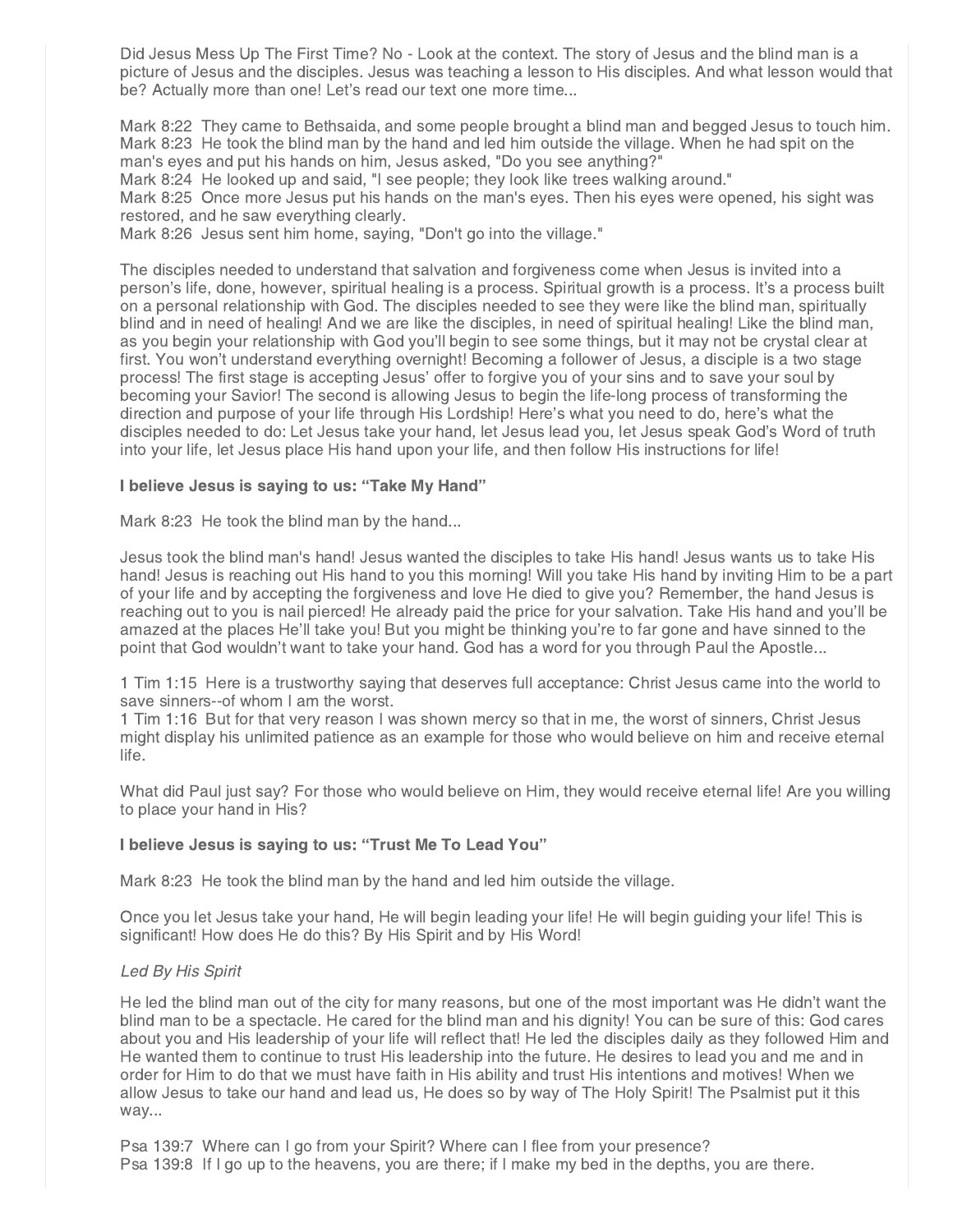Did Jesus Mess Up The First Time? No - Look at the context. The story of Jesus and the blind man is a picture of Jesus and the disciples. Jesus was teaching a lesson to His disciples. And what lesson would that be? Actually more than one! Let's read our text one more time...

Mark 8:22 They came to Bethsaida, and some people brought a blind man and begged Jesus to touch him.
Mark 8:23 He took the blind man by the hand and led him outside the village. When he had spit on the man's eyes and put his hands on him, Jesus asked, "Do you see anything?"
Mark 8:24 He looked up and said, "I see people; they look like trees walking around."
Mark 8:25 Once more Jesus put his hands on the man's eyes. Then his eyes were opened, his sight was restored, and he saw everything clearly.
Mark 8:26 Jesus sent him home, saying, "Don't go into the village."

The disciples needed to understand that salvation and forgiveness come when Jesus is invited into a person's life, done, however, spiritual healing is a process. Spiritual growth is a process. It's a process built on a personal relationship with God. The disciples needed to see they were like the blind man, spiritually blind and in need of healing! And we are like the disciples, in need of spiritual healing! Like the blind man, as you begin your relationship with God you'll begin to see some things, but it may not be crystal clear at first. You won't understand everything overnight! Becoming a follower of Jesus, a disciple is a two stage process! The first stage is accepting Jesus' offer to forgive you of your sins and to save your soul by becoming your Savior! The second is allowing Jesus to begin the life-long process of transforming the direction and purpose of your life through His Lordship! Here's what you need to do, here's what the disciples needed to do: Let Jesus take your hand, let Jesus lead you, let Jesus speak God's Word of truth into your life, let Jesus place His hand upon your life, and then follow His instructions for life!

**I believe Jesus is saying to us: "Take My Hand"**

Mark 8:23 He took the blind man by the hand...

Jesus took the blind man's hand! Jesus wanted the disciples to take His hand! Jesus wants us to take His hand! Jesus is reaching out His hand to you this morning! Will you take His hand by inviting Him to be a part of your life and by accepting the forgiveness and love He died to give you? Remember, the hand Jesus is reaching out to you is nail pierced! He already paid the price for your salvation. Take His hand and you'll be amazed at the places He'll take you! But you might be thinking you're to far gone and have sinned to the point that God wouldn't want to take your hand. God has a word for you through Paul the Apostle...

1 Tim 1:15 Here is a trustworthy saying that deserves full acceptance: Christ Jesus came into the world to save sinners--of whom I am the worst.
1 Tim 1:16 But for that very reason I was shown mercy so that in me, the worst of sinners, Christ Jesus might display his unlimited patience as an example for those who would believe on him and receive eternal life.

What did Paul just say? For those who would believe on Him, they would receive eternal life! Are you willing to place your hand in His?

**I believe Jesus is saying to us: "Trust Me To Lead You"**

Mark 8:23 He took the blind man by the hand and led him outside the village.

Once you let Jesus take your hand, He will begin leading your life! He will begin guiding your life! This is significant! How does He do this? By His Spirit and by His Word!

*Led By His Spirit*

He led the blind man out of the city for many reasons, but one of the most important was He didn't want the blind man to be a spectacle. He cared for the blind man and his dignity! You can be sure of this: God cares about you and His leadership of your life will reflect that! He led the disciples daily as they followed Him and He wanted them to continue to trust His leadership into the future. He desires to lead you and me and in order for Him to do that we must have faith in His ability and trust His intentions and motives! When we allow Jesus to take our hand and lead us, He does so by way of The Holy Spirit! The Psalmist put it this way...

Psa 139:7 Where can I go from your Spirit? Where can I flee from your presence?
Psa 139:8 If I go up to the heavens, you are there; if I make my bed in the depths, you are there.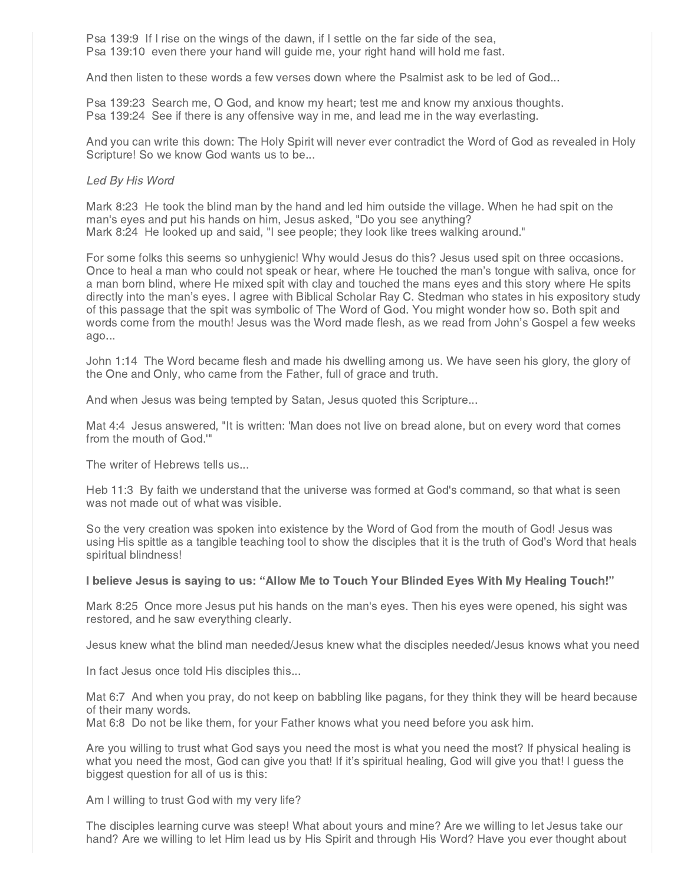Psa 139:9 If I rise on the wings of the dawn, if I settle on the far side of the sea,
Psa 139:10 even there your hand will guide me, your right hand will hold me fast.

And then listen to these words a few verses down where the Psalmist ask to be led of God...

Psa 139:23 Search me, O God, and know my heart; test me and know my anxious thoughts.
Psa 139:24 See if there is any offensive way in me, and lead me in the way everlasting.

And you can write this down: The Holy Spirit will never ever contradict the Word of God as revealed in Holy Scripture! So we know God wants us to be...

*Led By His Word*

Mark 8:23 He took the blind man by the hand and led him outside the village. When he had spit on the man's eyes and put his hands on him, Jesus asked, "Do you see anything?
Mark 8:24 He looked up and said, "I see people; they look like trees walking around."

For some folks this seems so unhygienic! Why would Jesus do this? Jesus used spit on three occasions. Once to heal a man who could not speak or hear, where He touched the man's tongue with saliva, once for a man born blind, where He mixed spit with clay and touched the mans eyes and this story where He spits directly into the man's eyes. I agree with Biblical Scholar Ray C. Stedman who states in his expository study of this passage that the spit was symbolic of The Word of God. You might wonder how so. Both spit and words come from the mouth! Jesus was the Word made flesh, as we read from John's Gospel a few weeks ago...

John 1:14 The Word became flesh and made his dwelling among us. We have seen his glory, the glory of the One and Only, who came from the Father, full of grace and truth.

And when Jesus was being tempted by Satan, Jesus quoted this Scripture...

Mat 4:4 Jesus answered, "It is written: 'Man does not live on bread alone, but on every word that comes from the mouth of God.'"

The writer of Hebrews tells us...

Heb 11:3 By faith we understand that the universe was formed at God's command, so that what is seen was not made out of what was visible.

So the very creation was spoken into existence by the Word of God from the mouth of God! Jesus was using His spittle as a tangible teaching tool to show the disciples that it is the truth of God's Word that heals spiritual blindness!

**I believe Jesus is saying to us: "Allow Me to Touch Your Blinded Eyes With My Healing Touch!"**

Mark 8:25 Once more Jesus put his hands on the man's eyes. Then his eyes were opened, his sight was restored, and he saw everything clearly.

Jesus knew what the blind man needed/Jesus knew what the disciples needed/Jesus knows what you need

In fact Jesus once told His disciples this...

Mat 6:7 And when you pray, do not keep on babbling like pagans, for they think they will be heard because of their many words.
Mat 6:8 Do not be like them, for your Father knows what you need before you ask him.

Are you willing to trust what God says you need the most is what you need the most? If physical healing is what you need the most, God can give you that! If it's spiritual healing, God will give you that! I guess the biggest question for all of us is this:

Am I willing to trust God with my very life?

The disciples learning curve was steep! What about yours and mine? Are we willing to let Jesus take our hand? Are we willing to let Him lead us by His Spirit and through His Word? Have you ever thought about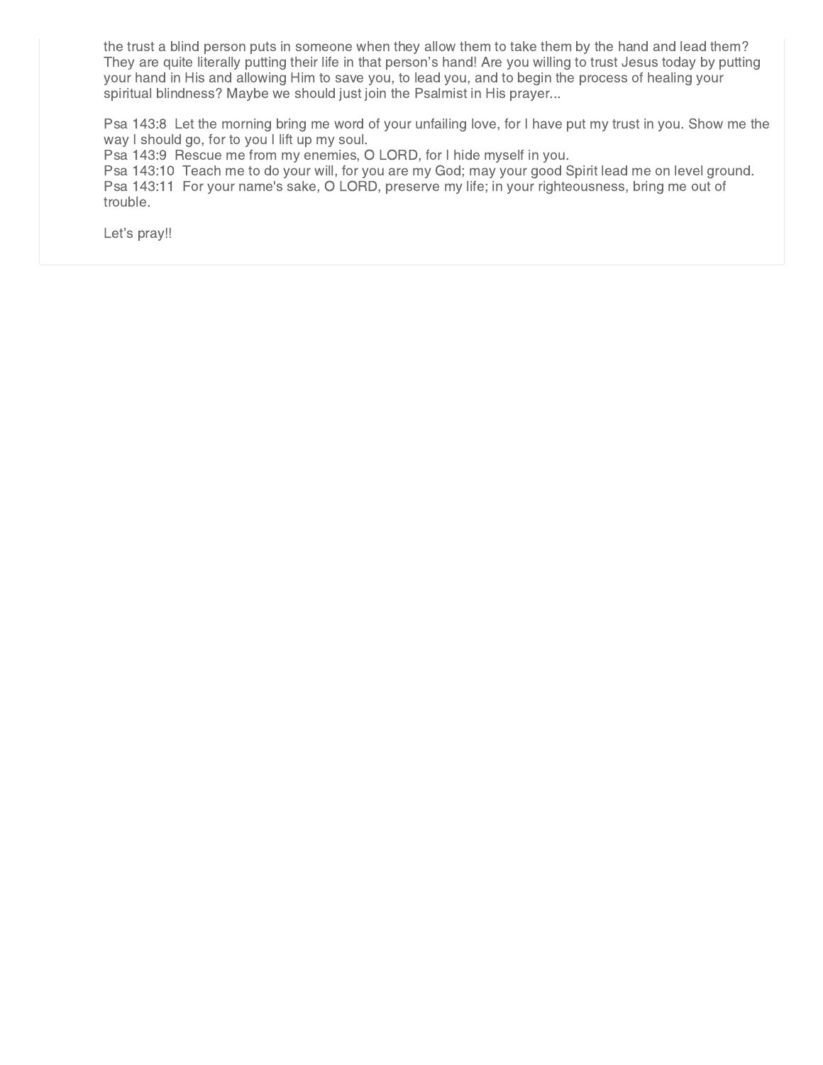the trust a blind person puts in someone when they allow them to take them by the hand and lead them? They are quite literally putting their life in that person's hand! Are you willing to trust Jesus today by putting your hand in His and allowing Him to save you, to lead you, and to begin the process of healing your spiritual blindness? Maybe we should just join the Psalmist in His prayer...

Psa 143:8 Let the morning bring me word of your unfailing love, for I have put my trust in you. Show me the way I should go, for to you I lift up my soul.
Psa 143:9 Rescue me from my enemies, O LORD, for I hide myself in you.
Psa 143:10 Teach me to do your will, for you are my God; may your good Spirit lead me on level ground.
Psa 143:11 For your name's sake, O LORD, preserve my life; in your righteousness, bring me out of trouble.

Let's pray!!